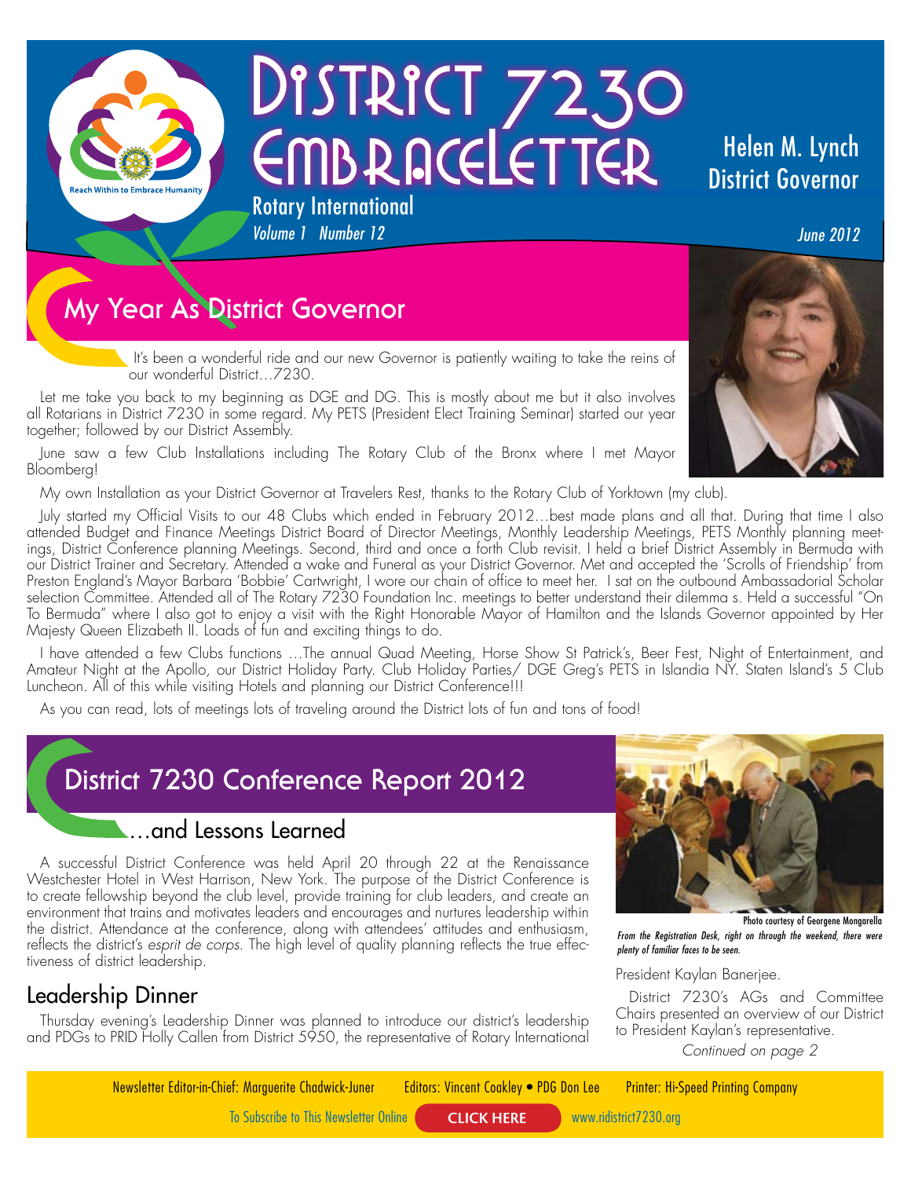# District 7230 EmbraceLetter

Reach Within to Embrace Humanity

Rotary International

*Volume 1 Number 12*

Helen M. Lynch
District Governor

*June 2012*

## My Year As District Governor

It's been a wonderful ride and our new Governor is patiently waiting to take the reins of our wonderful District…7230.

Let me take you back to my beginning as DGE and DG. This is mostly about me but it also involves all Rotarians in District 7230 in some regard. My PETS (President Elect Training Seminar) started our year together; followed by our District Assembly.

June saw a few Club Installations including The Rotary Club of the Bronx where I met Mayor Bloomberg!

My own Installation as your District Governor at Travelers Rest, thanks to the Rotary Club of Yorktown (my club).

July started my Official Visits to our 48 Clubs which ended in February 2012…best made plans and all that. During that time I also attended Budget and Finance Meetings District Board of Director Meetings, Monthly Leadership Meetings, PETS Monthly planning meetings, District Conference planning Meetings. Second, third and once a forth Club revisit. I held a brief District Assembly in Bermuda with our District Trainer and Secretary. Attended a wake and Funeral as your District Governor. Met and accepted the 'Scrolls of Friendship' from Preston England's Mayor Barbara 'Bobbie' Cartwright, I wore our chain of office to meet her. I sat on the outbound Ambassadorial Scholar selection Committee. Attended all of The Rotary 7230 Foundation Inc. meetings to better understand their dilemma s. Held a successful "On To Bermuda" where I also got to enjoy a visit with the Right Honorable Mayor of Hamilton and the Islands Governor appointed by Her Majesty Queen Elizabeth II. Loads of fun and exciting things to do.

I have attended a few Clubs functions …The annual Quad Meeting, Horse Show St Patrick's, Beer Fest, Night of Entertainment, and Amateur Night at the Apollo, our District Holiday Party. Club Holiday Parties/ DGE Greg's PETS in Islandia NY. Staten Island's 5 Club Luncheon. All of this while visiting Hotels and planning our District Conference!!!

As you can read, lots of meetings lots of traveling around the District lots of fun and tons of food!

## District 7230 Conference Report 2012

### …and Lessons Learned

A successful District Conference was held April 20 through 22 at the Renaissance Westchester Hotel in West Harrison, New York. The purpose of the District Conference is to create fellowship beyond the club level, provide training for club leaders, and create an environment that trains and motivates leaders and encourages and nurtures leadership within the district. Attendance at the conference, along with attendees' attitudes and enthusiasm, reflects the district's *esprit de corps*. The high level of quality planning reflects the true effectiveness of district leadership.

### Leadership Dinner

Thursday evening's Leadership Dinner was planned to introduce our district's leadership and PDGs to PRID Holly Callen from District 5950, the representative of Rotary International President Kaylan Banerjee.

Photo courtesy of Georgene Mongarella

*From the Registration Desk, right on through the weekend, there were plenty of familiar faces to be seen.*

District 7230's AGs and Committee Chairs presented an overview of our District to President Kaylan's representative.

*Continued on page 2*

Newsletter Editor-in-Chief: Marguerite Chadwick-Juner    Editors: Vincent Coakley • PDG Don Lee    Printer: Hi-Speed Printing Company

To Subscribe to This Newsletter Online **CLICK HERE** www.ridistrict7230.org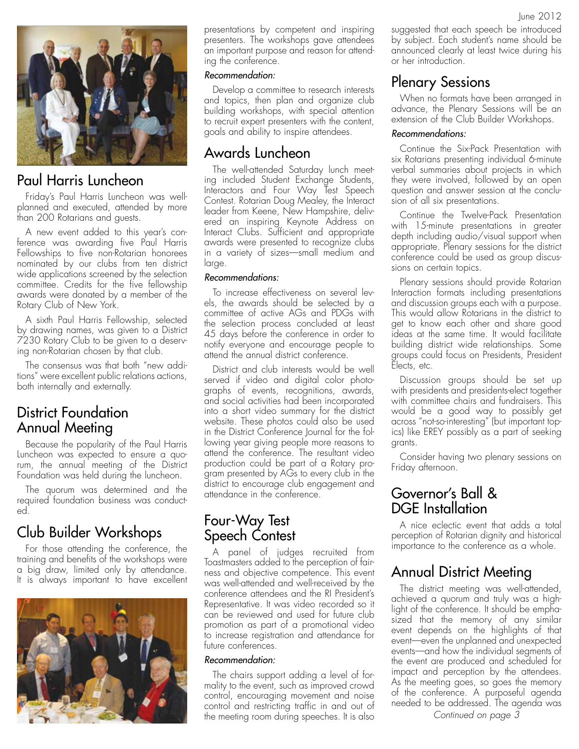## Paul Harris Luncheon

Friday's Paul Harris Luncheon was well-planned and executed, attended by more than 200 Rotarians and guests.

A new event added to this year's conference was awarding five Paul Harris Fellowships to five non-Rotarian honorees nominated by our clubs from ten district wide applications screened by the selection committee. Credits for the five fellowship awards were donated by a member of the Rotary Club of New York.

A sixth Paul Harris Fellowship, selected by drawing names, was given to a District 7230 Rotary Club to be given to a deserving non-Rotarian chosen by that club.

The consensus was that both "new additions" were excellent public relations actions, both internally and externally.

## District Foundation Annual Meeting

Because the popularity of the Paul Harris Luncheon was expected to ensure a quorum, the annual meeting of the District Foundation was held during the luncheon.

The quorum was determined and the required foundation business was conducted.

## Club Builder Workshops

For those attending the conference, the training and benefits of the workshops were a big draw, limited only by attendance. It is always important to have excellent presentations by competent and inspiring presenters. The workshops gave attendees an important purpose and reason for attending the conference.

*Recommendation:*

Develop a committee to research interests and topics, then plan and organize club building workshops, with special attention to recruit expert presenters with the content, goals and ability to inspire attendees.

## Awards Luncheon

The well-attended Saturday lunch meeting included Student Exchange Students, Interactors and Four Way Test Speech Contest. Rotarian Doug Mealey, the Interact leader from Keene, New Hampshire, delivered an inspiring Keynote Address on Interact Clubs. Sufficient and appropriate awards were presented to recognize clubs in a variety of sizes—small medium and large.

*Recommendations:*

To increase effectiveness on several levels, the awards should be selected by a committee of active AGs and PDGs with the selection process concluded at least 45 days before the conference in order to notify everyone and encourage people to attend the annual district conference.

District and club interests would be well served if video and digital color photographs of events, recognitions, awards, and social activities had been incorporated into a short video summary for the district website. These photos could also be used in the District Conference Journal for the following year giving people more reasons to attend the conference. The resultant video production could be part of a Rotary program presented by AGs to every club in the district to encourage club engagement and attendance in the conference.

## Four-Way Test Speech Contest

A panel of judges recruited from Toastmasters added to the perception of fairness and objective competence. This event was well-attended and well-received by the conference attendees and the RI President's Representative. It was video recorded so it can be reviewed and used for future club promotion as part of a promotional video to increase registration and attendance for future conferences.

*Recommendation:*

The chairs support adding a level of formality to the event, such as improved crowd control, encouraging movement and noise control and restricting traffic in and out of the meeting room during speeches. It is also suggested that each speech be introduced by subject. Each student's name should be announced clearly at least twice during his or her introduction.

## Plenary Sessions

When no formats have been arranged in advance, the Plenary Sessions will be an extension of the Club Builder Workshops.

*Recommendations:*

Continue the Six-Pack Presentation with six Rotarians presenting individual 6-minute verbal summaries about projects in which they were involved, followed by an open question and answer session at the conclusion of all six presentations.

Continue the Twelve-Pack Presentation with 15-minute presentations in greater depth including audio/visual support when appropriate. Plenary sessions for the district conference could be used as group discussions on certain topics.

Plenary sessions should provide Rotarian Interaction formats including presentations and discussion groups each with a purpose. This would allow Rotarians in the district to get to know each other and share good ideas at the same time. It would facilitate building district wide relationships. Some groups could focus on Presidents, President Elects, etc.

Discussion groups should be set up with presidents and presidents-elect together with committee chairs and fundraisers. This would be a good way to possibly get across "not-so-interesting" (but important topics) like EREY possibly as a part of seeking grants.

Consider having two plenary sessions on Friday afternoon.

## Governor's Ball & DGE Installation

A nice eclectic event that adds a total perception of Rotarian dignity and historical importance to the conference as a whole.

## Annual District Meeting

The district meeting was well-attended, achieved a quorum and truly was a highlight of the conference. It should be emphasized that the memory of any similar event depends on the highlights of that event—even the unplanned and unexpected events—and how the individual segments of the event are produced and scheduled for impact and perception by the attendees. As the meeting goes, so goes the memory of the conference. A purposeful agenda needed to be addressed. The agenda was

*Continued on page 3*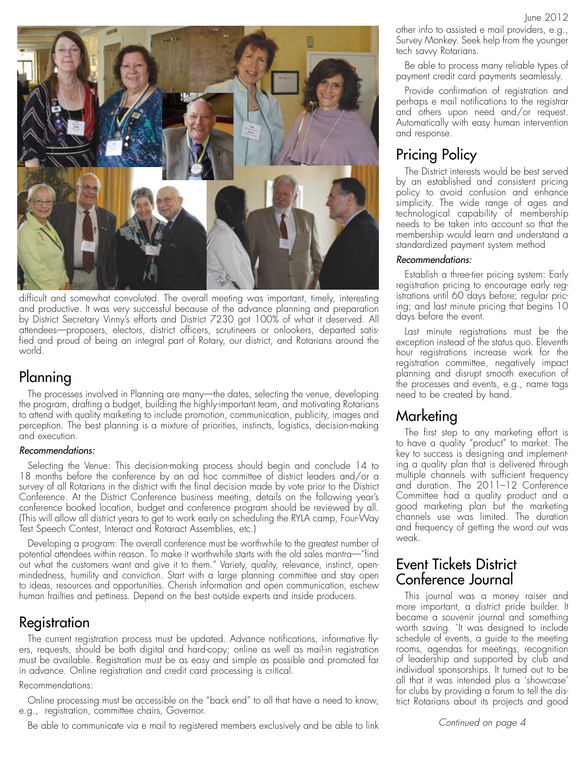difficult and somewhat convoluted. The overall meeting was important, timely, interesting and productive. It was very successful because of the advance planning and preparation by District Secretary Vinny's efforts and District 7230 got 100% of what it deserved. All attendees—proposers, electors, district officers, scrutineers or onlookers, departed satisfied and proud of being an integral part of Rotary, our district, and Rotarians around the world.

## Planning

The processes involved in Planning are many—the dates, selecting the venue, developing the program, drafting a budget, building the highly-important team, and motivating Rotarians to attend with quality marketing to include promotion, communication, publicity, images and perception. The best planning is a mixture of priorities, instincts, logistics, decision-making and execution.

*Recommendations:*

Selecting the Venue: This decision-making process should begin and conclude 14 to 18 months before the conference by an ad hoc committee of district leaders and/or a survey of all Rotarians in the district with the final decision made by vote prior to the District Conference. At the District Conference business meeting, details on the following year's conference booked location, budget and conference program should be reviewed by all. (This will allow all district years to get to work early on scheduling the RYLA camp, Four-Way Test Speech Contest, Interact and Rotaract Assemblies, etc.)

Developing a program: The overall conference must be worthwhile to the greatest number of potential attendees within reason. To make it worthwhile starts with the old sales mantra—"find out what the customers want and give it to them." Variety, quality, relevance, instinct, open-mindedness, humility and conviction. Start with a large planning committee and stay open to ideas, resources and opportunities. Cherish information and open communication, eschew human frailties and pettiness. Depend on the best outside experts and inside producers.

## Registration

The current registration process must be updated. Advance notifications, informative flyers, requests, should be both digital and hard-copy; online as well as mail-in registration must be available. Registration must be as easy and simple as possible and promoted far in advance. Online registration and credit card processing is critical.

Recommendations:

Online processing must be accessible on the "back end" to all that have a need to know, e.g., registration, committee chairs, Governor.

Be able to communicate via e mail to registered members exclusively and be able to link other info to assisted e mail providers, e.g., Survey Monkey. Seek help from the younger tech savvy Rotarians.

Be able to process many reliable types of payment credit card payments seamlessly.

Provide confirmation of registration and perhaps e mail notifications to the registrar and others upon need and/or request. Automatically with easy human intervention and response.

## Pricing Policy

The District interests would be best served by an established and consistent pricing policy to avoid confusion and enhance simplicity. The wide range of ages and technological capability of membership needs to be taken into account so that the membership would learn and understand a standardized payment system method

*Recommendations:*

Establish a three-tier pricing system: Early registration pricing to encourage early registrations until 60 days before; regular pricing; and last minute pricing that begins 10 days before the event.

Last minute registrations must be the exception instead of the status quo. Eleventh hour registrations increase work for the registration committee, negatively impact planning and disrupt smooth execution of the processes and events, e.g., name tags need to be created by hand.

## Marketing

The first step to any marketing effort is to have a quality "product" to market. The key to success is designing and implementing a quality plan that is delivered through multiple channels with sufficient frequency and duration. The 2011–12 Conference Committee had a quality product and a good marketing plan but the marketing channels use was limited. The duration and frequency of getting the word out was weak.

## Event Tickets District Conference Journal

This journal was a money raiser and more important, a district pride builder. It became a souvenir journal and something worth saving. `It was designed to include schedule of events, a guide to the meeting rooms, agendas for meetings, recognition of leadership and supported by club and individual sponsorships. It turned out to be all that it was intended plus a 'showcase' for clubs by providing a forum to tell the district Rotarians about its projects and good

*Continued on page 4*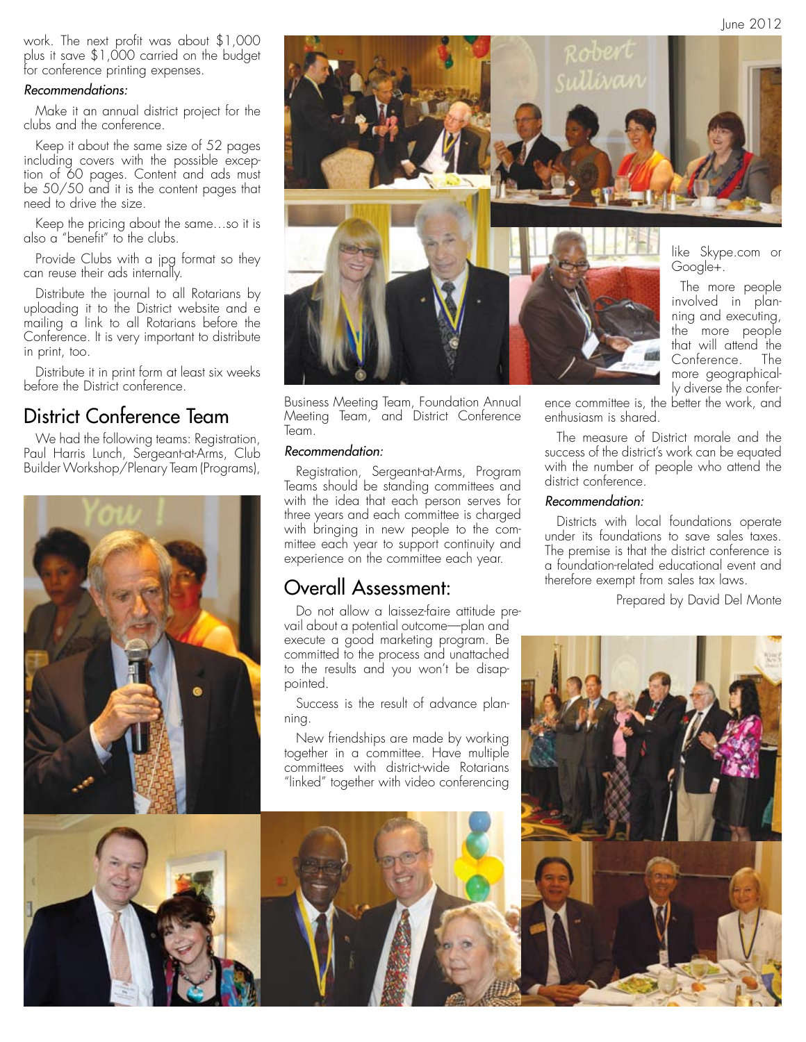work. The next profit was about $1,000 plus it save $1,000 carried on the budget for conference printing expenses.

*Recommendations:*

Make it an annual district project for the clubs and the conference.

Keep it about the same size of 52 pages including covers with the possible exception of 60 pages. Content and ads must be 50/50 and it is the content pages that need to drive the size.

Keep the pricing about the same…so it is also a "benefit" to the clubs.

Provide Clubs with a jpg format so they can reuse their ads internally.

Distribute the journal to all Rotarians by uploading it to the District website and e mailing a link to all Rotarians before the Conference. It is very important to distribute in print, too.

Distribute it in print form at least six weeks before the District conference.

## District Conference Team

We had the following teams: Registration, Paul Harris Lunch, Sergeant-at-Arms, Club Builder Workshop/Plenary Team (Programs), Business Meeting Team, Foundation Annual Meeting Team, and District Conference Team.

*Recommendation:*

Registration, Sergeant-at-Arms, Program Teams should be standing committees and with the idea that each person serves for three years and each committee is charged with bringing in new people to the committee each year to support continuity and experience on the committee each year.

## Overall Assessment:

Do not allow a laissez-faire attitude prevail about a potential outcome—plan and execute a good marketing program. Be committed to the process and unattached to the results and you won't be disappointed.

Success is the result of advance planning.

New friendships are made by working together in a committee. Have multiple committees with district-wide Rotarians "linked" together with video conferencing like Skype.com or Google+.

The more people involved in planning and executing, the more people that will attend the Conference. The more geographically diverse the conference committee is, the better the work, and enthusiasm is shared.

The measure of District morale and the success of the district's work can be equated with the number of people who attend the district conference.

*Recommendation:*

Districts with local foundations operate under its foundations to save sales taxes. The premise is that the district conference is a foundation-related educational event and therefore exempt from sales tax laws.

Prepared by David Del Monte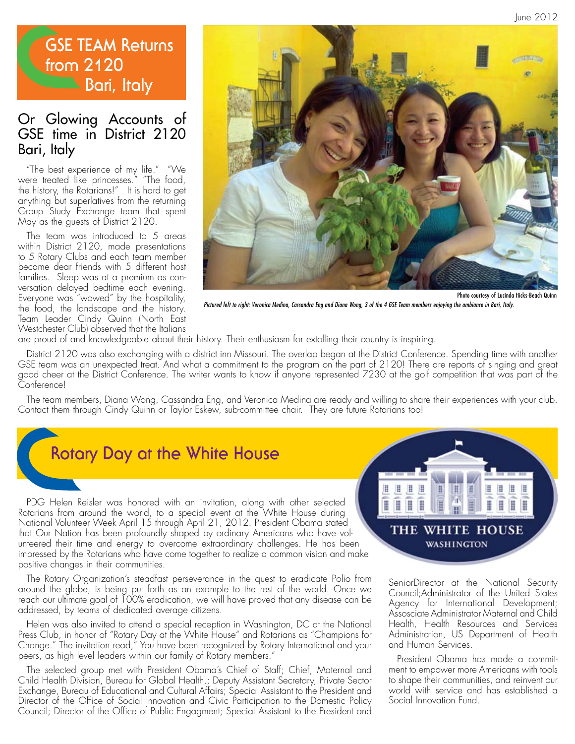# GSE TEAM Returns from 2120 Bari, Italy

## Or Glowing Accounts of GSE time in District 2120 Bari, Italy

"The best experience of my life." "We were treated like princesses." "The food, the history, the Rotarians!" It is hard to get anything but superlatives from the returning Group Study Exchange team that spent May as the guests of District 2120.

The team was introduced to 5 areas within District 2120, made presentations to 5 Rotary Clubs and each team member became dear friends with 5 different host families. Sleep was at a premium as conversation delayed bedtime each evening. Everyone was "wowed" by the hospitality, the food, the landscape and the history. Team Leader Cindy Quinn (North East Westchester Club) observed that the Italians are proud of and knowledgeable about their history. Their enthusiasm for extolling their country is inspiring.

Photo courtesy of Lucinda Hicks-Beach Quinn

*Pictured left to right: Veronica Medina, Cassandra Eng and Diana Wong, 3 of the 4 GSE Team members enjoying the ambiance in Bari, Italy.*

District 2120 was also exchanging with a district inn Missouri. The overlap began at the District Conference. Spending time with another GSE team was an unexpected treat. And what a commitment to the program on the part of 2120! There are reports of singing and great good cheer at the District Conference. The writer wants to know if anyone represented 7230 at the golf competition that was part of the Conference!

The team members, Diana Wong, Cassandra Eng, and Veronica Medina are ready and willing to share their experiences with your club. Contact them through Cindy Quinn or Taylor Eskew, sub-committee chair. They are future Rotarians too!

# Rotary Day at the White House

THE WHITE HOUSE
WASHINGTON

PDG Helen Reisler was honored with an invitation, along with other selected Rotarians from around the world, to a special event at the White House during National Volunteer Week April 15 through April 21, 2012. President Obama stated that Our Nation has been profoundly shaped by ordinary Americans who have volunteered their time and energy to overcome extraordinary challenges. He has been impressed by the Rotarians who have come together to realize a common vision and make positive changes in their communities.

The Rotary Organization's steadfast perseverance in the quest to eradicate Polio from around the globe, is being put forth as an example to the rest of the world. Once we reach our ultimate goal of 100% eradication, we will have proved that any disease can be addressed, by teams of dedicated average citizens.

Helen was also invited to attend a special reception in Washington, DC at the National Press Club, in honor of "Rotary Day at the White House" and Rotarians as "Champions for Change." The invitation read," You have been recognized by Rotary International and your peers, as high level leaders within our family of Rotary members."

The selected group met with President Obama's Chief of Staff; Chief, Maternal and Child Health Division, Bureau for Global Health,; Deputy Assistant Secretary, Private Sector Exchange, Bureau of Educational and Cultural Affairs; Special Assistant to the President and Director of the Office of Social Innovation and Civic Participation to the Domestic Policy Council; Director of the Office of Public Engagment; Special Assistant to the President and SeniorDirector at the National Security Council;Administrator of the United States Agency for International Development; Assosciate Administrator Maternal and Child Health, Health Resources and Services Administration, US Department of Health and Human Services.

President Obama has made a commitment to empower more Americans with tools to shape their communities, and reinvent our world with service and has established a Social Innovation Fund.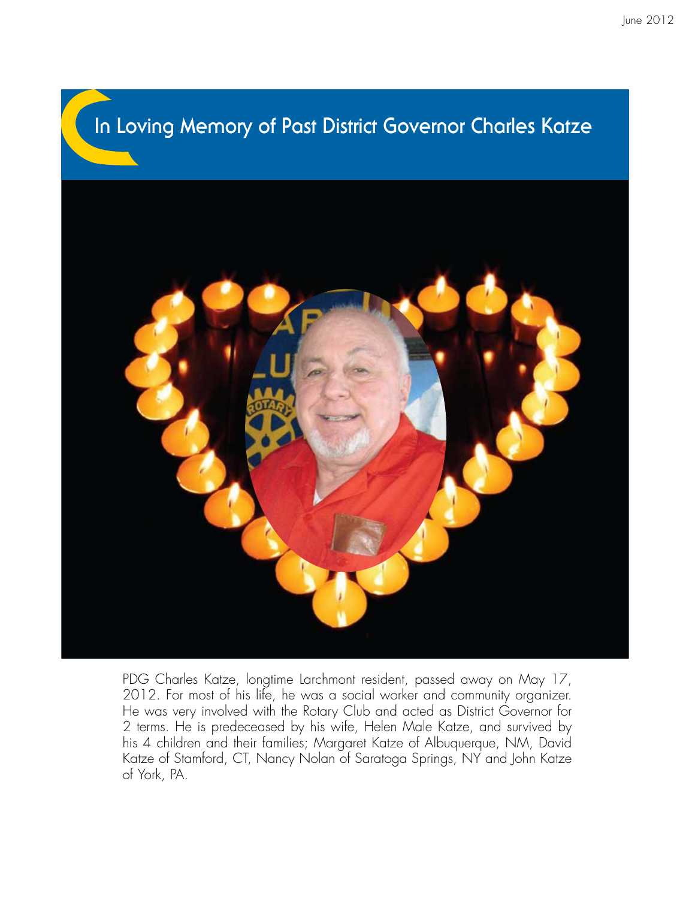# In Loving Memory of Past District Governor Charles Katze

PDG Charles Katze, longtime Larchmont resident, passed away on May 17, 2012. For most of his life, he was a social worker and community organizer. He was very involved with the Rotary Club and acted as District Governor for 2 terms. He is predeceased by his wife, Helen Male Katze, and survived by his 4 children and their families; Margaret Katze of Albuquerque, NM, David Katze of Stamford, CT, Nancy Nolan of Saratoga Springs, NY and John Katze of York, PA.